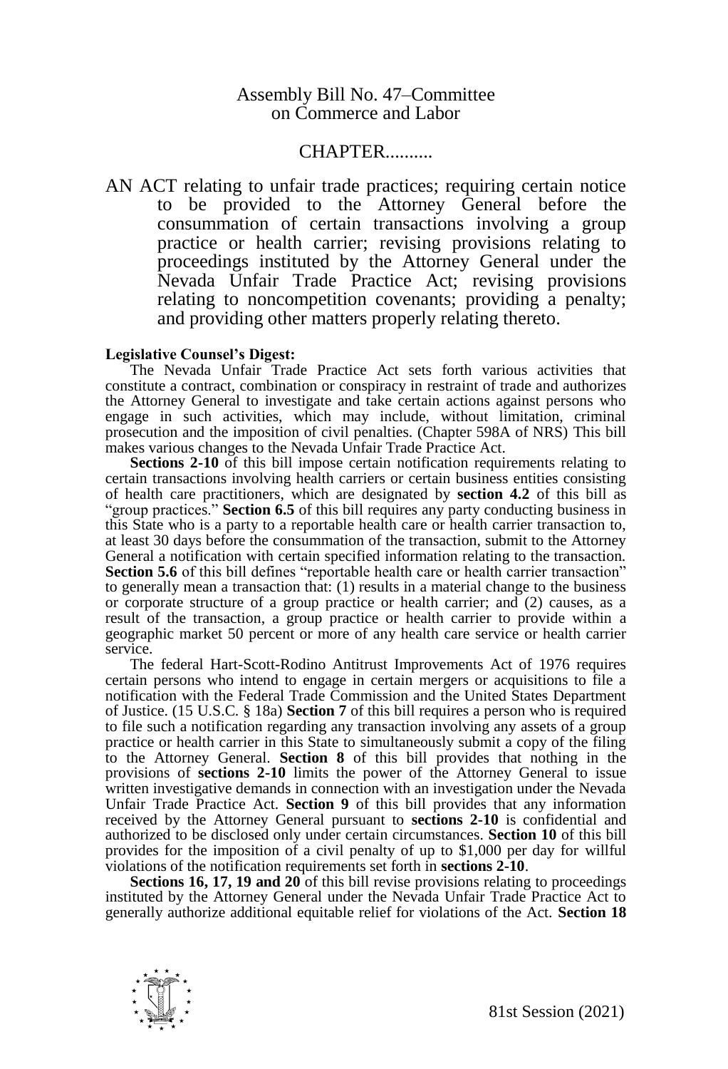Assembly Bill No. 47–Committee on Commerce and Labor

CHAPTER..........

AN ACT relating to unfair trade practices; requiring certain notice to be provided to the Attorney General before the consummation of certain transactions involving a group practice or health carrier; revising provisions relating to proceedings instituted by the Attorney General under the Nevada Unfair Trade Practice Act; revising provisions relating to noncompetition covenants; providing a penalty; and providing other matters properly relating thereto.

**Legislative Counsel's Digest:**

The Nevada Unfair Trade Practice Act sets forth various activities that constitute a contract, combination or conspiracy in restraint of trade and authorizes the Attorney General to investigate and take certain actions against persons who engage in such activities, which may include, without limitation, criminal prosecution and the imposition of civil penalties. (Chapter 598A of NRS) This bill makes various changes to the Nevada Unfair Trade Practice Act.

**Sections 2-10** of this bill impose certain notification requirements relating to certain transactions involving health carriers or certain business entities consisting of health care practitioners, which are designated by **section 4.2** of this bill as "group practices." **Section 6.5** of this bill requires any party conducting business in this State who is a party to a reportable health care or health carrier transaction to, at least 30 days before the consummation of the transaction, submit to the Attorney General a notification with certain specified information relating to the transaction. **Section 5.6** of this bill defines "reportable health care or health carrier transaction" to generally mean a transaction that: (1) results in a material change to the business or corporate structure of a group practice or health carrier; and (2) causes, as a result of the transaction, a group practice or health carrier to provide within a geographic market 50 percent or more of any health care service or health carrier service.

The federal Hart-Scott-Rodino Antitrust Improvements Act of 1976 requires certain persons who intend to engage in certain mergers or acquisitions to file a notification with the Federal Trade Commission and the United States Department of Justice. (15 U.S.C. § 18a) **Section 7** of this bill requires a person who is required to file such a notification regarding any transaction involving any assets of a group practice or health carrier in this State to simultaneously submit a copy of the filing to the Attorney General. **Section 8** of this bill provides that nothing in the provisions of **sections 2-10** limits the power of the Attorney General to issue written investigative demands in connection with an investigation under the Nevada Unfair Trade Practice Act. **Section 9** of this bill provides that any information received by the Attorney General pursuant to **sections 2-10** is confidential and authorized to be disclosed only under certain circumstances. **Section 10** of this bill provides for the imposition of a civil penalty of up to $1,000 per day for willful violations of the notification requirements set forth in **sections 2-10**.

**Sections 16, 17, 19 and 20** of this bill revise provisions relating to proceedings instituted by the Attorney General under the Nevada Unfair Trade Practice Act to generally authorize additional equitable relief for violations of the Act. **Section 18**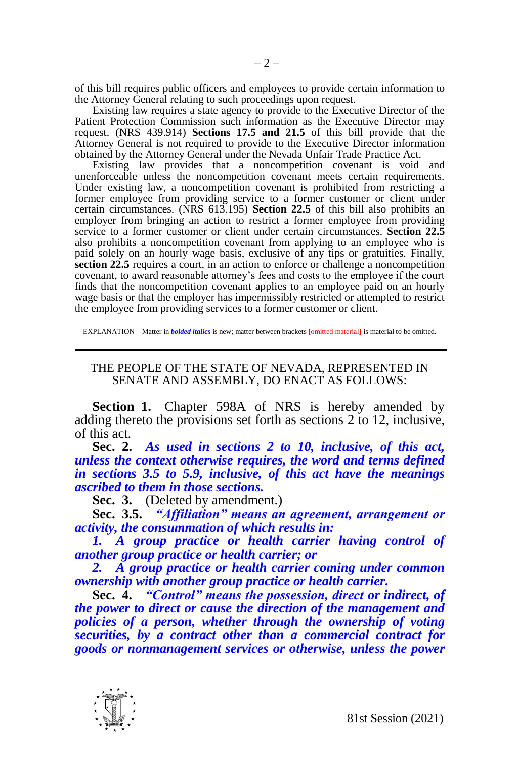of this bill requires public officers and employees to provide certain information to the Attorney General relating to such proceedings upon request.

Existing law requires a state agency to provide to the Executive Director of the Patient Protection Commission such information as the Executive Director may request. (NRS 439.914) **Sections 17.5 and 21.5** of this bill provide that the Attorney General is not required to provide to the Executive Director information obtained by the Attorney General under the Nevada Unfair Trade Practice Act.

Existing law provides that a noncompetition covenant is void and unenforceable unless the noncompetition covenant meets certain requirements. Under existing law, a noncompetition covenant is prohibited from restricting a former employee from providing service to a former customer or client under certain circumstances. (NRS 613.195) **Section 22.5** of this bill also prohibits an employer from bringing an action to restrict a former employee from providing service to a former customer or client under certain circumstances. **Section 22.5** also prohibits a noncompetition covenant from applying to an employee who is paid solely on an hourly wage basis, exclusive of any tips or gratuities. Finally, **section 22.5** requires a court, in an action to enforce or challenge a noncompetition covenant, to award reasonable attorney's fees and costs to the employee if the court finds that the noncompetition covenant applies to an employee paid on an hourly wage basis or that the employer has impermissibly restricted or attempted to restrict the employee from providing services to a former customer or client.

EXPLANATION – Matter in ***bolded italics*** is new; matter between brackets [~~omitted material~~] is material to be omitted.

---

THE PEOPLE OF THE STATE OF NEVADA, REPRESENTED IN SENATE AND ASSEMBLY, DO ENACT AS FOLLOWS:

**Section 1.** Chapter 598A of NRS is hereby amended by adding thereto the provisions set forth as sections 2 to 12, inclusive, of this act.

**Sec. 2.** ***As used in sections 2 to 10, inclusive, of this act, unless the context otherwise requires, the word and terms defined in sections 3.5 to 5.9, inclusive, of this act have the meanings ascribed to them in those sections.***

**Sec. 3.** (Deleted by amendment.)

**Sec. 3.5.** ***"Affiliation" means an agreement, arrangement or activity, the consummation of which results in:***

***1. A group practice or health carrier having control of another group practice or health carrier; or***

***2. A group practice or health carrier coming under common ownership with another group practice or health carrier.***

**Sec. 4.** ***"Control" means the possession, direct or indirect, of the power to direct or cause the direction of the management and policies of a person, whether through the ownership of voting securities, by a contract other than a commercial contract for goods or nonmanagement services or otherwise, unless the power***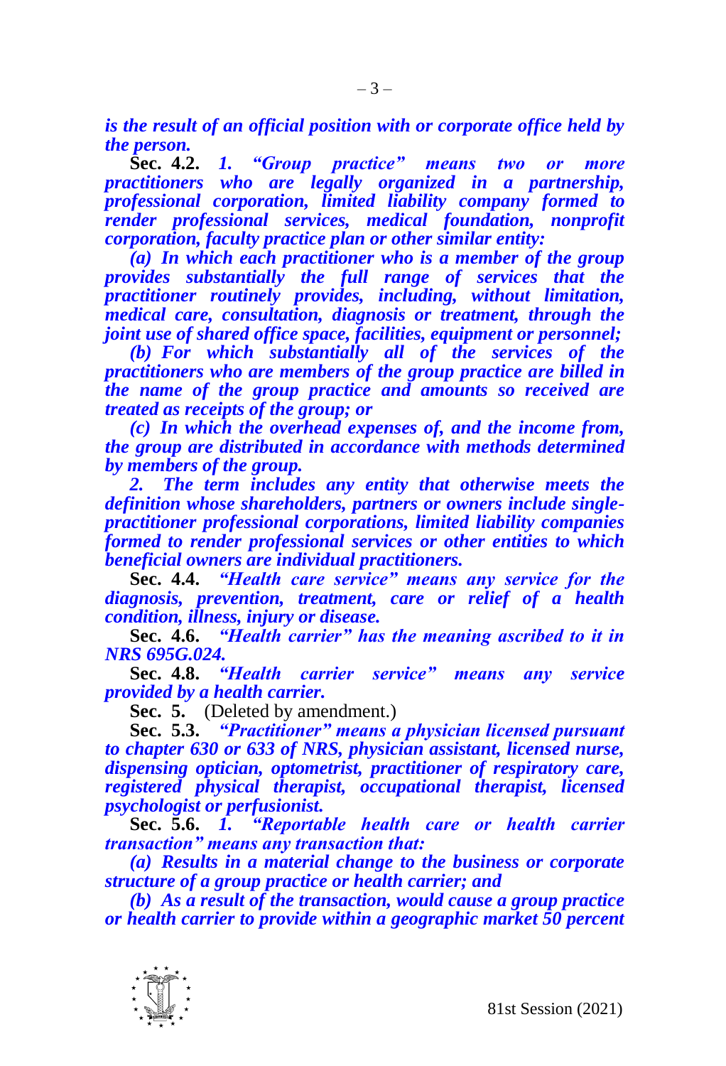***is the result of an official position with or corporate office held by the person.***

**Sec. 4.2.** ***1. "Group practice" means two or more practitioners who are legally organized in a partnership, professional corporation, limited liability company formed to render professional services, medical foundation, nonprofit corporation, faculty practice plan or other similar entity:***

***(a) In which each practitioner who is a member of the group provides substantially the full range of services that the practitioner routinely provides, including, without limitation, medical care, consultation, diagnosis or treatment, through the joint use of shared office space, facilities, equipment or personnel;***

***(b) For which substantially all of the services of the practitioners who are members of the group practice are billed in the name of the group practice and amounts so received are treated as receipts of the group; or***

***(c) In which the overhead expenses of, and the income from, the group are distributed in accordance with methods determined by members of the group.***

***2. The term includes any entity that otherwise meets the definition whose shareholders, partners or owners include single-practitioner professional corporations, limited liability companies formed to render professional services or other entities to which beneficial owners are individual practitioners.***

**Sec. 4.4.** ***"Health care service" means any service for the diagnosis, prevention, treatment, care or relief of a health condition, illness, injury or disease.***

**Sec. 4.6.** ***"Health carrier" has the meaning ascribed to it in NRS 695G.024.***

**Sec. 4.8.** ***"Health carrier service" means any service provided by a health carrier.***

**Sec. 5.** (Deleted by amendment.)

**Sec. 5.3.** ***"Practitioner" means a physician licensed pursuant to chapter 630 or 633 of NRS, physician assistant, licensed nurse, dispensing optician, optometrist, practitioner of respiratory care, registered physical therapist, occupational therapist, licensed psychologist or perfusionist.***

**Sec. 5.6.** ***1. "Reportable health care or health carrier transaction" means any transaction that:***

***(a) Results in a material change to the business or corporate structure of a group practice or health carrier; and***

***(b) As a result of the transaction, would cause a group practice or health carrier to provide within a geographic market 50 percent***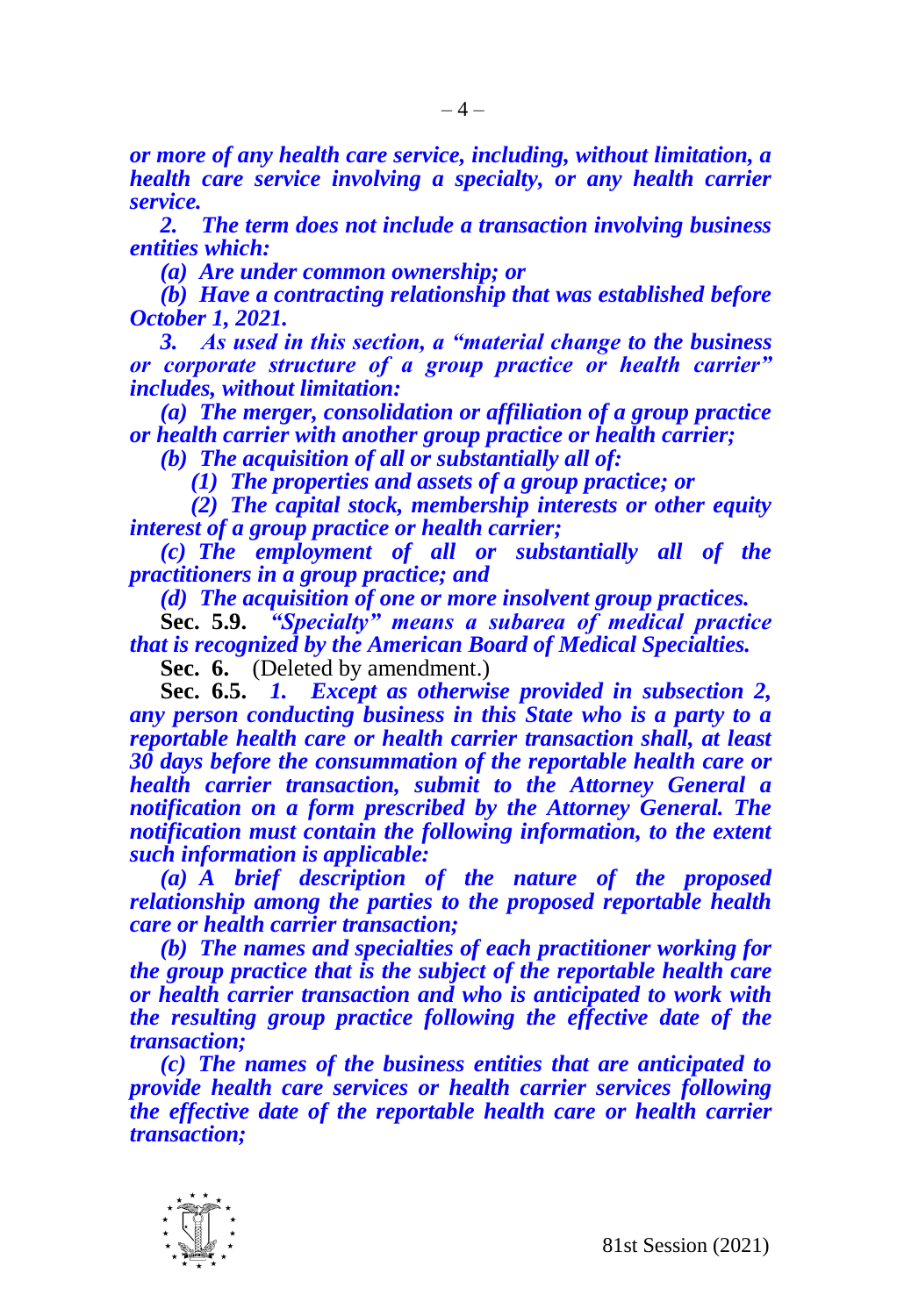***or more of any health care service, including, without limitation, a health care service involving a specialty, or any health carrier service.***

***2. The term does not include a transaction involving business entities which:***

***(a) Are under common ownership; or***

***(b) Have a contracting relationship that was established before October 1, 2021.***

***3. As used in this section, a "material change to the business or corporate structure of a group practice or health carrier" includes, without limitation:***

***(a) The merger, consolidation or affiliation of a group practice or health carrier with another group practice or health carrier;***

***(b) The acquisition of all or substantially all of:***

***(1) The properties and assets of a group practice; or***

***(2) The capital stock, membership interests or other equity interest of a group practice or health carrier;***

***(c) The employment of all or substantially all of the practitioners in a group practice; and***

***(d) The acquisition of one or more insolvent group practices.***

**Sec. 5.9.** ***"Specialty" means a subarea of medical practice that is recognized by the American Board of Medical Specialties.***

**Sec. 6.** (Deleted by amendment.)

**Sec. 6.5.** ***1. Except as otherwise provided in subsection 2, any person conducting business in this State who is a party to a reportable health care or health carrier transaction shall, at least 30 days before the consummation of the reportable health care or health carrier transaction, submit to the Attorney General a notification on a form prescribed by the Attorney General. The notification must contain the following information, to the extent such information is applicable:***

***(a) A brief description of the nature of the proposed relationship among the parties to the proposed reportable health care or health carrier transaction;***

***(b) The names and specialties of each practitioner working for the group practice that is the subject of the reportable health care or health carrier transaction and who is anticipated to work with the resulting group practice following the effective date of the transaction;***

***(c) The names of the business entities that are anticipated to provide health care services or health carrier services following the effective date of the reportable health care or health carrier transaction;***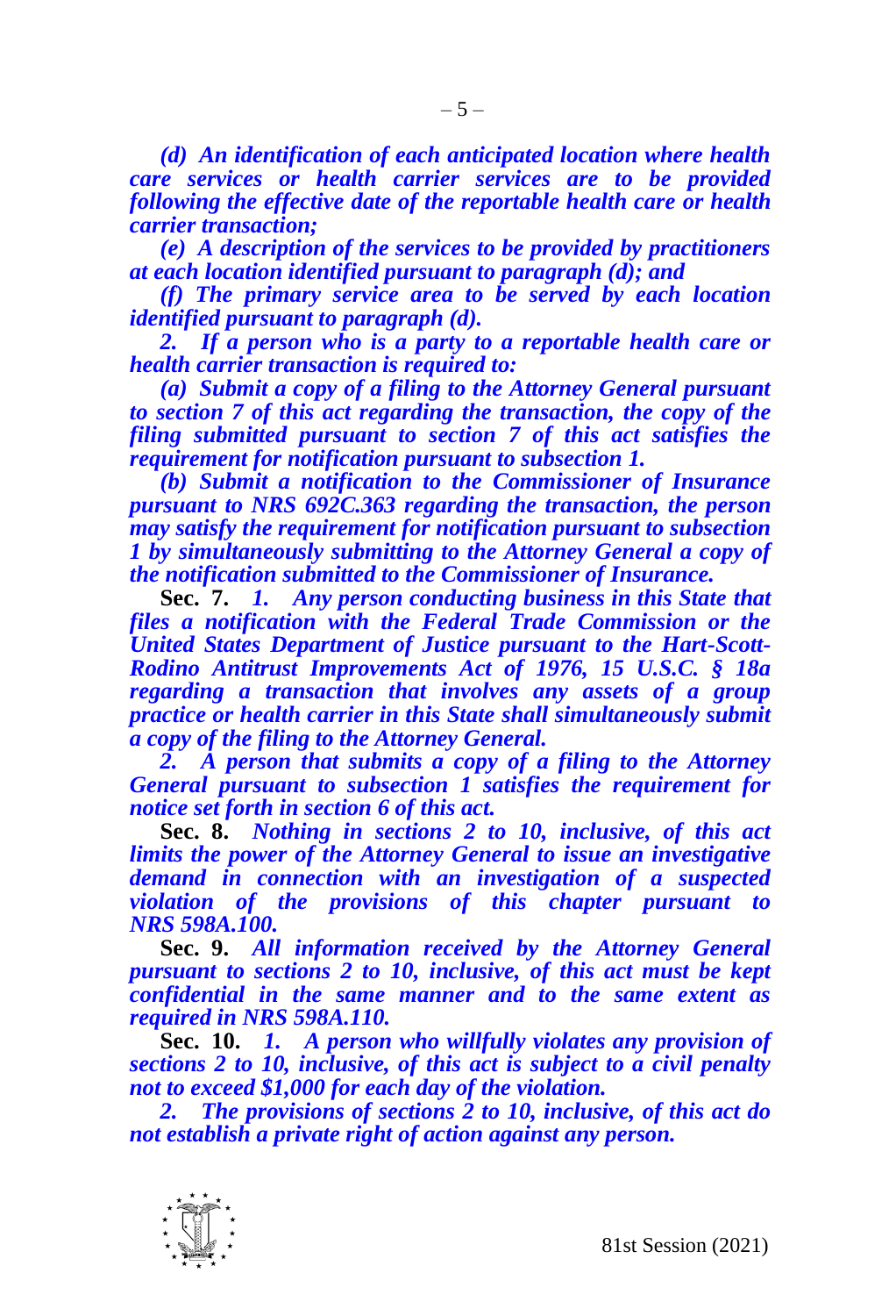*(d) An identification of each anticipated location where health care services or health carrier services are to be provided following the effective date of the reportable health care or health carrier transaction;*

*(e) A description of the services to be provided by practitioners at each location identified pursuant to paragraph (d); and*

*(f) The primary service area to be served by each location identified pursuant to paragraph (d).*

*2. If a person who is a party to a reportable health care or health carrier transaction is required to:*

*(a) Submit a copy of a filing to the Attorney General pursuant to section 7 of this act regarding the transaction, the copy of the filing submitted pursuant to section 7 of this act satisfies the requirement for notification pursuant to subsection 1.*

*(b) Submit a notification to the Commissioner of Insurance pursuant to NRS 692C.363 regarding the transaction, the person may satisfy the requirement for notification pursuant to subsection 1 by simultaneously submitting to the Attorney General a copy of the notification submitted to the Commissioner of Insurance.*

**Sec. 7.** *1. Any person conducting business in this State that files a notification with the Federal Trade Commission or the United States Department of Justice pursuant to the Hart-Scott-Rodino Antitrust Improvements Act of 1976, 15 U.S.C. § 18a regarding a transaction that involves any assets of a group practice or health carrier in this State shall simultaneously submit a copy of the filing to the Attorney General.*

*2. A person that submits a copy of a filing to the Attorney General pursuant to subsection 1 satisfies the requirement for notice set forth in section 6 of this act.*

**Sec. 8.** *Nothing in sections 2 to 10, inclusive, of this act limits the power of the Attorney General to issue an investigative demand in connection with an investigation of a suspected violation of the provisions of this chapter pursuant to NRS 598A.100.*

**Sec. 9.** *All information received by the Attorney General pursuant to sections 2 to 10, inclusive, of this act must be kept confidential in the same manner and to the same extent as required in NRS 598A.110.*

**Sec. 10.** *1. A person who willfully violates any provision of sections 2 to 10, inclusive, of this act is subject to a civil penalty not to exceed $1,000 for each day of the violation.*

*2. The provisions of sections 2 to 10, inclusive, of this act do not establish a private right of action against any person.*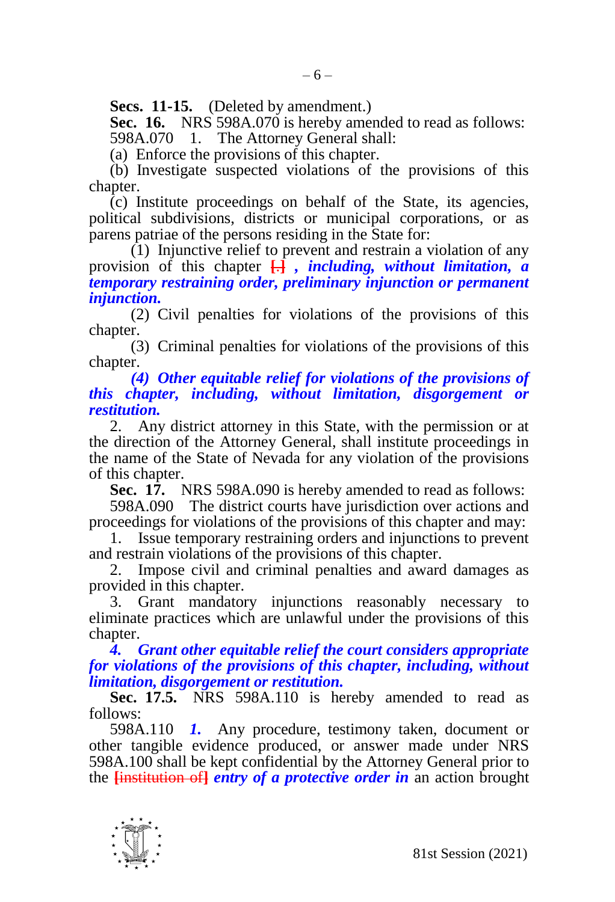**Secs. 11-15.** (Deleted by amendment.)

**Sec. 16.** NRS 598A.070 is hereby amended to read as follows:

598A.070 1. The Attorney General shall:

(a) Enforce the provisions of this chapter.

(b) Investigate suspected violations of the provisions of this chapter.

(c) Institute proceedings on behalf of the State, its agencies, political subdivisions, districts or municipal corporations, or as parens patriae of the persons residing in the State for:

(1) Injunctive relief to prevent and restrain a violation of any provision of this chapter [.] *, including, without limitation, a temporary restraining order, preliminary injunction or permanent injunction.*

(2) Civil penalties for violations of the provisions of this chapter.

(3) Criminal penalties for violations of the provisions of this chapter.

*(4) Other equitable relief for violations of the provisions of this chapter, including, without limitation, disgorgement or restitution.*

2. Any district attorney in this State, with the permission or at the direction of the Attorney General, shall institute proceedings in the name of the State of Nevada for any violation of the provisions of this chapter.

**Sec. 17.** NRS 598A.090 is hereby amended to read as follows:

598A.090 The district courts have jurisdiction over actions and proceedings for violations of the provisions of this chapter and may:

1. Issue temporary restraining orders and injunctions to prevent and restrain violations of the provisions of this chapter.

2. Impose civil and criminal penalties and award damages as provided in this chapter.

3. Grant mandatory injunctions reasonably necessary to eliminate practices which are unlawful under the provisions of this chapter.

*4. Grant other equitable relief the court considers appropriate for violations of the provisions of this chapter, including, without limitation, disgorgement or restitution.*

**Sec. 17.5.** NRS 598A.110 is hereby amended to read as follows:

598A.110 *1.* Any procedure, testimony taken, document or other tangible evidence produced, or answer made under NRS 598A.100 shall be kept confidential by the Attorney General prior to the [institution of] *entry of a protective order in* an action brought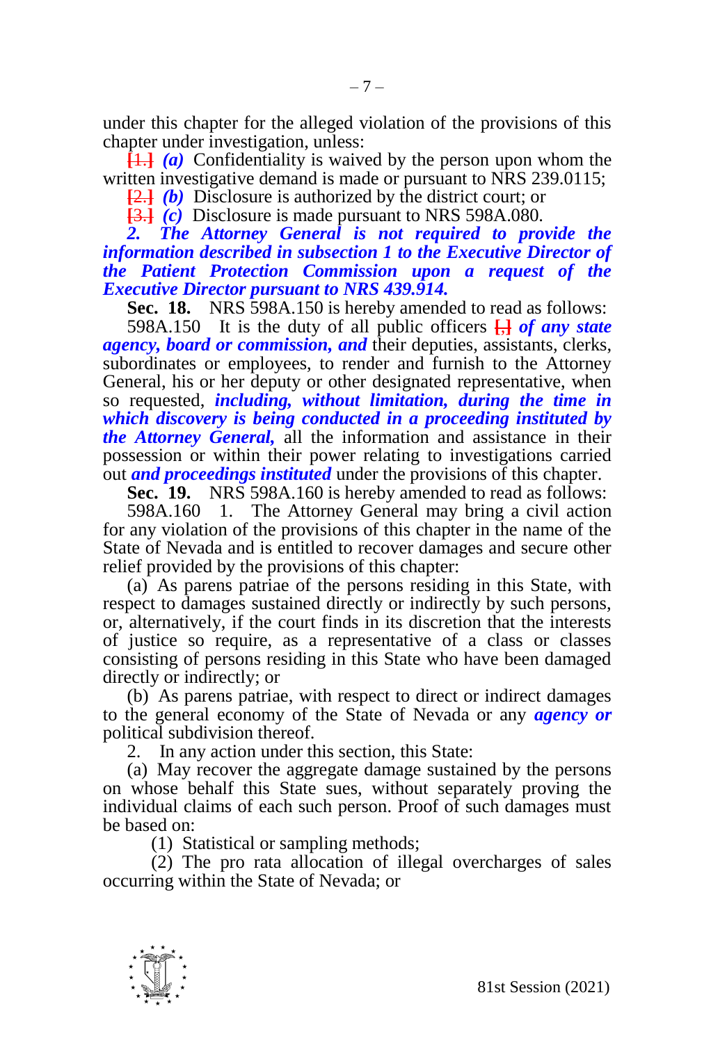under this chapter for the alleged violation of the provisions of this chapter under investigation, unless:

[1.] ***(a)*** Confidentiality is waived by the person upon whom the written investigative demand is made or pursuant to NRS 239.0115;

[2.] ***(b)*** Disclosure is authorized by the district court; or

[3.] ***(c)*** Disclosure is made pursuant to NRS 598A.080.

***2. The Attorney General is not required to provide the information described in subsection 1 to the Executive Director of the Patient Protection Commission upon a request of the Executive Director pursuant to NRS 439.914.***

**Sec. 18.** NRS 598A.150 is hereby amended to read as follows:

598A.150 It is the duty of all public officers [,] ***of any state agency, board or commission, and*** their deputies, assistants, clerks, subordinates or employees, to render and furnish to the Attorney General, his or her deputy or other designated representative, when so requested, ***including, without limitation, during the time in which discovery is being conducted in a proceeding instituted by the Attorney General,*** all the information and assistance in their possession or within their power relating to investigations carried out ***and proceedings instituted*** under the provisions of this chapter.

**Sec. 19.** NRS 598A.160 is hereby amended to read as follows:

598A.160 1. The Attorney General may bring a civil action for any violation of the provisions of this chapter in the name of the State of Nevada and is entitled to recover damages and secure other relief provided by the provisions of this chapter:

(a) As parens patriae of the persons residing in this State, with respect to damages sustained directly or indirectly by such persons, or, alternatively, if the court finds in its discretion that the interests of justice so require, as a representative of a class or classes consisting of persons residing in this State who have been damaged directly or indirectly; or

(b) As parens patriae, with respect to direct or indirect damages to the general economy of the State of Nevada or any ***agency or*** political subdivision thereof.

2. In any action under this section, this State:

(a) May recover the aggregate damage sustained by the persons on whose behalf this State sues, without separately proving the individual claims of each such person. Proof of such damages must be based on:

(1) Statistical or sampling methods;

(2) The pro rata allocation of illegal overcharges of sales occurring within the State of Nevada; or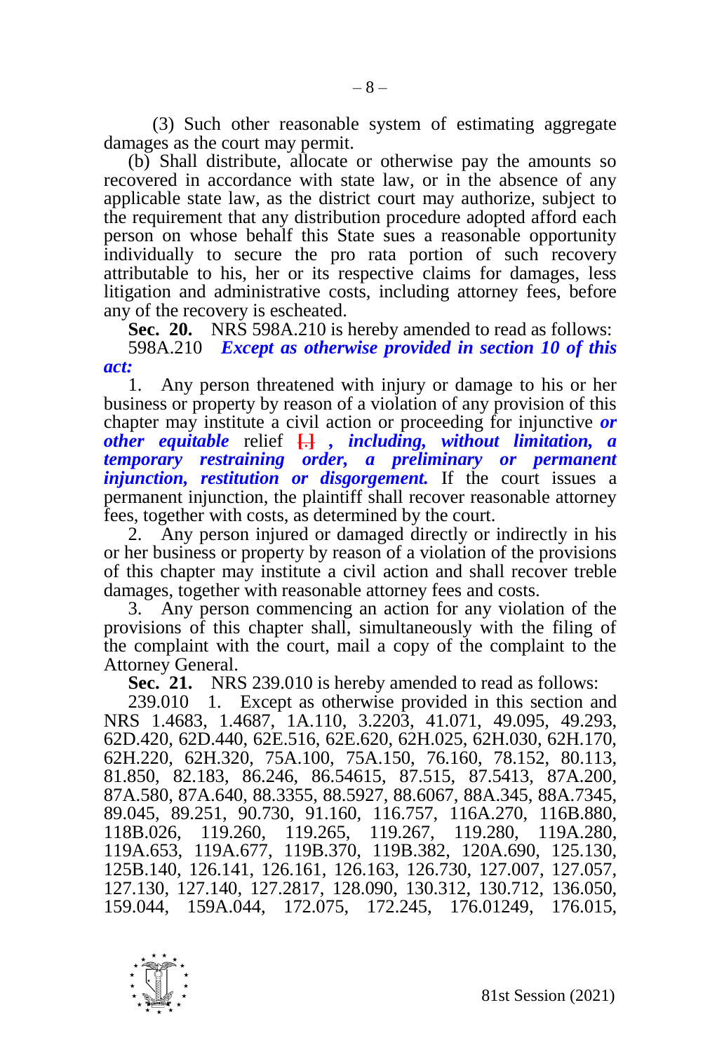(3) Such other reasonable system of estimating aggregate damages as the court may permit.

(b) Shall distribute, allocate or otherwise pay the amounts so recovered in accordance with state law, or in the absence of any applicable state law, as the district court may authorize, subject to the requirement that any distribution procedure adopted afford each person on whose behalf this State sues a reasonable opportunity individually to secure the pro rata portion of such recovery attributable to his, her or its respective claims for damages, less litigation and administrative costs, including attorney fees, before any of the recovery is escheated.

**Sec. 20.** NRS 598A.210 is hereby amended to read as follows:

598A.210 ***Except as otherwise provided in section 10 of this act:***

1. Any person threatened with injury or damage to his or her business or property by reason of a violation of any provision of this chapter may institute a civil action or proceeding for injunctive ***or other equitable*** relief [.] ***, including, without limitation, a temporary restraining order, a preliminary or permanent injunction, restitution or disgorgement.*** If the court issues a permanent injunction, the plaintiff shall recover reasonable attorney fees, together with costs, as determined by the court.

2. Any person injured or damaged directly or indirectly in his or her business or property by reason of a violation of the provisions of this chapter may institute a civil action and shall recover treble damages, together with reasonable attorney fees and costs.

3. Any person commencing an action for any violation of the provisions of this chapter shall, simultaneously with the filing of the complaint with the court, mail a copy of the complaint to the Attorney General.

**Sec. 21.** NRS 239.010 is hereby amended to read as follows:

239.010 1. Except as otherwise provided in this section and NRS 1.4683, 1.4687, 1A.110, 3.2203, 41.071, 49.095, 49.293, 62D.420, 62D.440, 62E.516, 62E.620, 62H.025, 62H.030, 62H.170, 62H.220, 62H.320, 75A.100, 75A.150, 76.160, 78.152, 80.113, 81.850, 82.183, 86.246, 86.54615, 87.515, 87.5413, 87A.200, 87A.580, 87A.640, 88.3355, 88.5927, 88.6067, 88A.345, 88A.7345, 89.045, 89.251, 90.730, 91.160, 116.757, 116A.270, 116B.880, 118B.026, 119.260, 119.265, 119.267, 119.280, 119A.280, 119A.653, 119A.677, 119B.370, 119B.382, 120A.690, 125.130, 125B.140, 126.141, 126.161, 126.163, 126.730, 127.007, 127.057, 127.130, 127.140, 127.2817, 128.090, 130.312, 130.712, 136.050, 159.044, 159A.044, 172.075, 172.245, 176.01249, 176.015,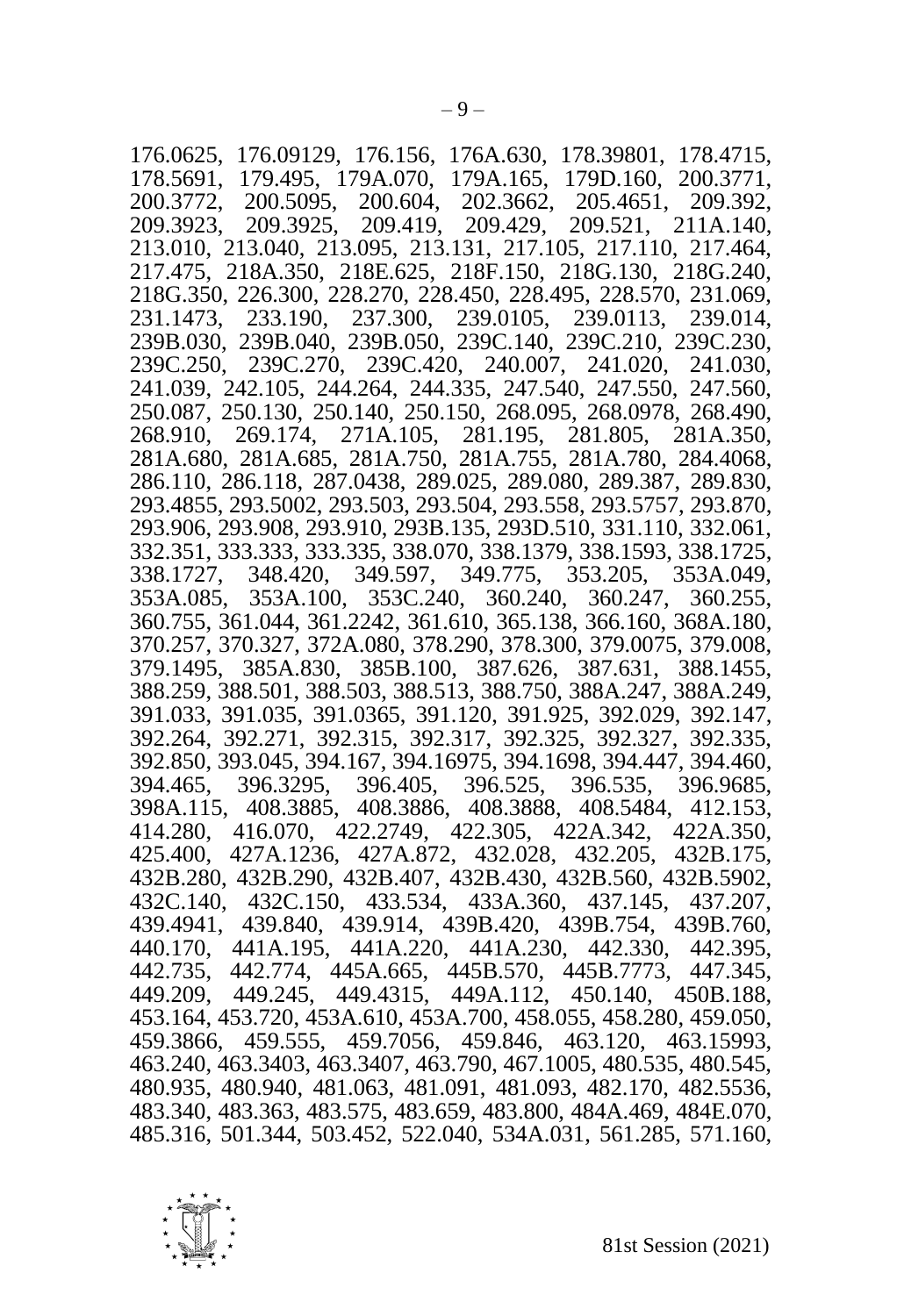176.0625, 176.09129, 176.156, 176A.630, 178.39801, 178.4715, 178.5691, 179.495, 179A.070, 179A.165, 179D.160, 200.3771, 200.3772, 200.5095, 200.604, 202.3662, 205.4651, 209.392, 209.3923, 209.3925, 209.419, 209.429, 209.521, 211A.140, 213.010, 213.040, 213.095, 213.131, 217.105, 217.110, 217.464, 217.475, 218A.350, 218E.625, 218F.150, 218G.130, 218G.240, 218G.350, 226.300, 228.270, 228.450, 228.495, 228.570, 231.069, 231.1473, 233.190, 237.300, 239.0105, 239.0113, 239.014, 239B.030, 239B.040, 239B.050, 239C.140, 239C.210, 239C.230, 239C.250, 239C.270, 239C.420, 240.007, 241.020, 241.030, 241.039, 242.105, 244.264, 244.335, 247.540, 247.550, 247.560, 250.087, 250.130, 250.140, 250.150, 268.095, 268.0978, 268.490, 268.910, 269.174, 271A.105, 281.195, 281.805, 281A.350, 281A.680, 281A.685, 281A.750, 281A.755, 281A.780, 284.4068, 286.110, 286.118, 287.0438, 289.025, 289.080, 289.387, 289.830, 293.4855, 293.5002, 293.503, 293.504, 293.558, 293.5757, 293.870, 293.906, 293.908, 293.910, 293B.135, 293D.510, 331.110, 332.061, 332.351, 333.333, 333.335, 338.070, 338.1379, 338.1593, 338.1725, 338.1727, 348.420, 349.597, 349.775, 353.205, 353A.049, 353A.085, 353A.100, 353C.240, 360.240, 360.247, 360.255, 360.755, 361.044, 361.2242, 361.610, 365.138, 366.160, 368A.180, 370.257, 370.327, 372A.080, 378.290, 378.300, 379.0075, 379.008, 379.1495, 385A.830, 385B.100, 387.626, 387.631, 388.1455, 388.259, 388.501, 388.503, 388.513, 388.750, 388A.247, 388A.249, 391.033, 391.035, 391.0365, 391.120, 391.925, 392.029, 392.147, 392.264, 392.271, 392.315, 392.317, 392.325, 392.327, 392.335, 392.850, 393.045, 394.167, 394.16975, 394.1698, 394.447, 394.460, 394.465, 396.3295, 396.405, 396.525, 396.535, 396.9685, 398A.115, 408.3885, 408.3886, 408.3888, 408.5484, 412.153, 414.280, 416.070, 422.2749, 422.305, 422A.342, 422A.350, 425.400, 427A.1236, 427A.872, 432.028, 432.205, 432B.175, 432B.280, 432B.290, 432B.407, 432B.430, 432B.560, 432B.5902, 432C.140, 432C.150, 433.534, 433A.360, 437.145, 437.207, 439.4941, 439.840, 439.914, 439B.420, 439B.754, 439B.760, 440.170, 441A.195, 441A.220, 441A.230, 442.330, 442.395, 442.735, 442.774, 445A.665, 445B.570, 445B.7773, 447.345, 449.209, 449.245, 449.4315, 449A.112, 450.140, 450B.188, 453.164, 453.720, 453A.610, 453A.700, 458.055, 458.280, 459.050, 459.3866, 459.555, 459.7056, 459.846, 463.120, 463.15993, 463.240, 463.3403, 463.3407, 463.790, 467.1005, 480.535, 480.545, 480.935, 480.940, 481.063, 481.091, 481.093, 482.170, 482.5536, 483.340, 483.363, 483.575, 483.659, 483.800, 484A.469, 484E.070, 485.316, 501.344, 503.452, 522.040, 534A.031, 561.285, 571.160,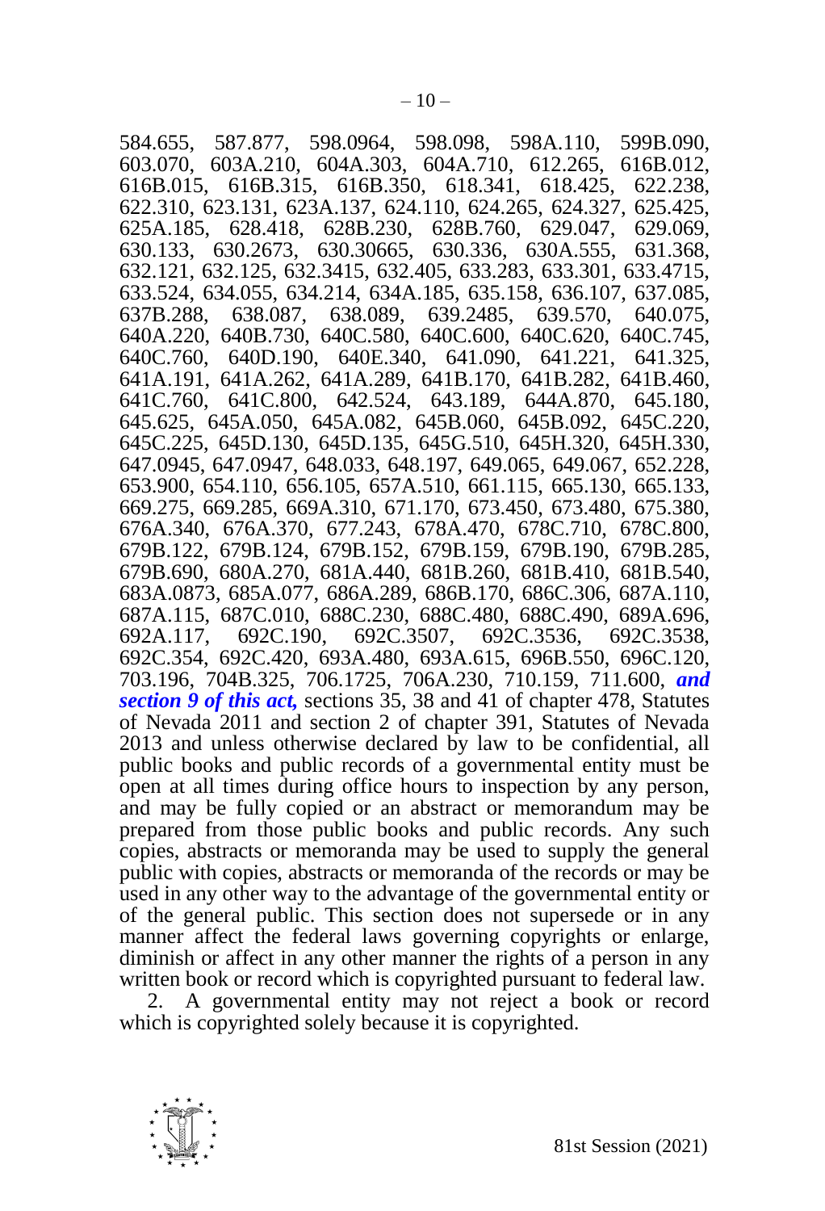584.655, 587.877, 598.0964, 598.098, 598A.110, 599B.090, 603.070, 603A.210, 604A.303, 604A.710, 612.265, 616B.012, 616B.015, 616B.315, 616B.350, 618.341, 618.425, 622.238, 622.310, 623.131, 623A.137, 624.110, 624.265, 624.327, 625.425, 625A.185, 628.418, 628B.230, 628B.760, 629.047, 629.069, 630.133, 630.2673, 630.30665, 630.336, 630A.555, 631.368, 632.121, 632.125, 632.3415, 632.405, 633.283, 633.301, 633.4715, 633.524, 634.055, 634.214, 634A.185, 635.158, 636.107, 637.085, 637B.288, 638.087, 638.089, 639.2485, 639.570, 640.075, 640A.220, 640B.730, 640C.580, 640C.600, 640C.620, 640C.745, 640C.760, 640D.190, 640E.340, 641.090, 641.221, 641.325, 641A.191, 641A.262, 641A.289, 641B.170, 641B.282, 641B.460, 641C.760, 641C.800, 642.524, 643.189, 644A.870, 645.180, 645.625, 645A.050, 645A.082, 645B.060, 645B.092, 645C.220, 645C.225, 645D.130, 645D.135, 645G.510, 645H.320, 645H.330, 647.0945, 647.0947, 648.033, 648.197, 649.065, 649.067, 652.228, 653.900, 654.110, 656.105, 657A.510, 661.115, 665.130, 665.133, 669.275, 669.285, 669A.310, 671.170, 673.450, 673.480, 675.380, 676A.340, 676A.370, 677.243, 678A.470, 678C.710, 678C.800, 679B.122, 679B.124, 679B.152, 679B.159, 679B.190, 679B.285, 679B.690, 680A.270, 681A.440, 681B.260, 681B.410, 681B.540, 683A.0873, 685A.077, 686A.289, 686B.170, 686C.306, 687A.110, 687A.115, 687C.010, 688C.230, 688C.480, 688C.490, 689A.696, 692A.117, 692C.190, 692C.3507, 692C.3536, 692C.3538, 692C.354, 692C.420, 693A.480, 693A.615, 696B.550, 696C.120, 703.196, 704B.325, 706.1725, 706A.230, 710.159, 711.600, ***and section 9 of this act,*** sections 35, 38 and 41 of chapter 478, Statutes of Nevada 2011 and section 2 of chapter 391, Statutes of Nevada 2013 and unless otherwise declared by law to be confidential, all public books and public records of a governmental entity must be open at all times during office hours to inspection by any person, and may be fully copied or an abstract or memorandum may be prepared from those public books and public records. Any such copies, abstracts or memoranda may be used to supply the general public with copies, abstracts or memoranda of the records or may be used in any other way to the advantage of the governmental entity or of the general public. This section does not supersede or in any manner affect the federal laws governing copyrights or enlarge, diminish or affect in any other manner the rights of a person in any written book or record which is copyrighted pursuant to federal law.

2. A governmental entity may not reject a book or record which is copyrighted solely because it is copyrighted.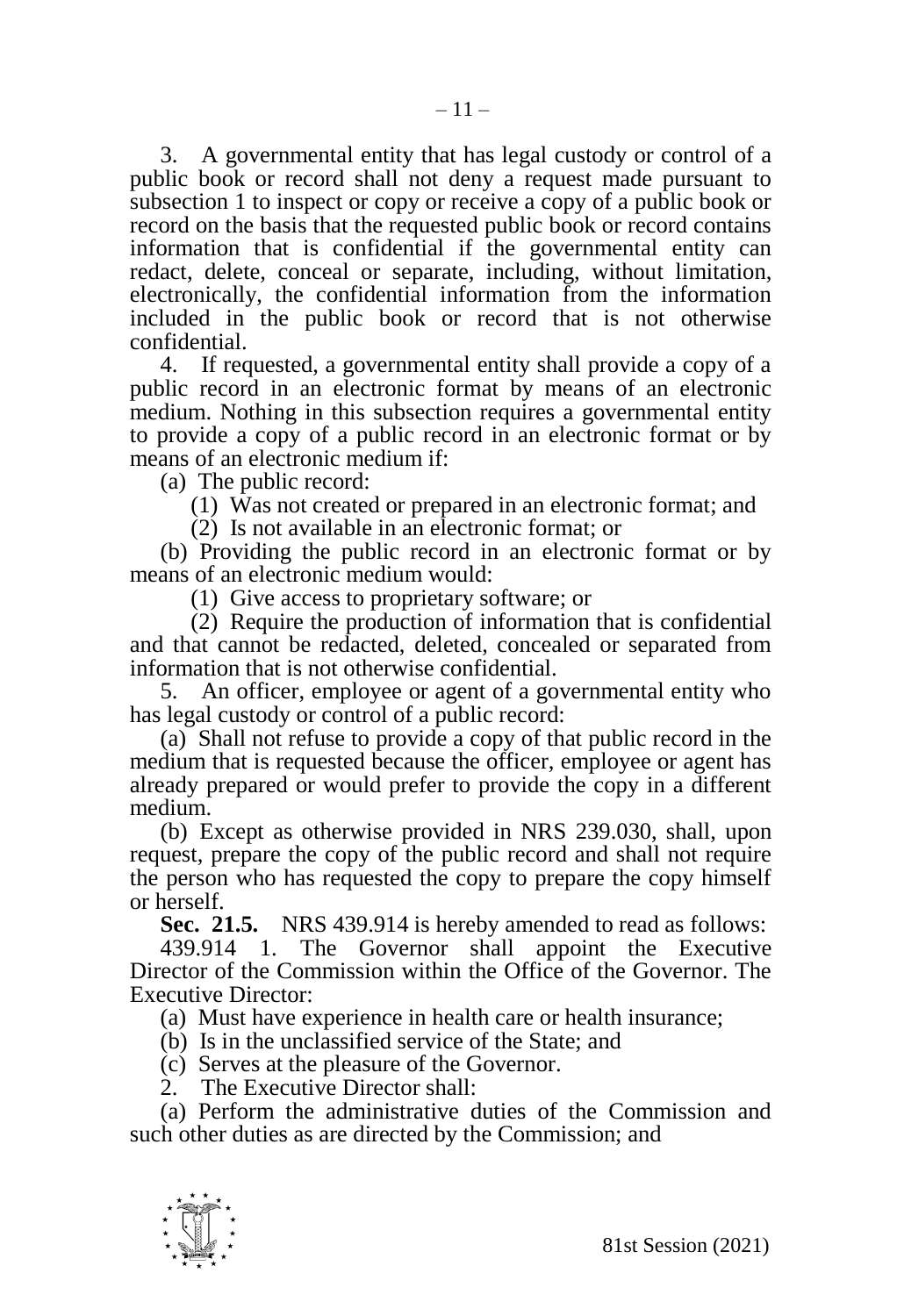3. A governmental entity that has legal custody or control of a public book or record shall not deny a request made pursuant to subsection 1 to inspect or copy or receive a copy of a public book or record on the basis that the requested public book or record contains information that is confidential if the governmental entity can redact, delete, conceal or separate, including, without limitation, electronically, the confidential information from the information included in the public book or record that is not otherwise confidential.

4. If requested, a governmental entity shall provide a copy of a public record in an electronic format by means of an electronic medium. Nothing in this subsection requires a governmental entity to provide a copy of a public record in an electronic format or by means of an electronic medium if:

(a) The public record:

(1) Was not created or prepared in an electronic format; and

(2) Is not available in an electronic format; or

(b) Providing the public record in an electronic format or by means of an electronic medium would:

(1) Give access to proprietary software; or

(2) Require the production of information that is confidential and that cannot be redacted, deleted, concealed or separated from information that is not otherwise confidential.

5. An officer, employee or agent of a governmental entity who has legal custody or control of a public record:

(a) Shall not refuse to provide a copy of that public record in the medium that is requested because the officer, employee or agent has already prepared or would prefer to provide the copy in a different medium.

(b) Except as otherwise provided in NRS 239.030, shall, upon request, prepare the copy of the public record and shall not require the person who has requested the copy to prepare the copy himself or herself.

**Sec. 21.5.** NRS 439.914 is hereby amended to read as follows:

439.914 1. The Governor shall appoint the Executive Director of the Commission within the Office of the Governor. The Executive Director:

(a) Must have experience in health care or health insurance;

(b) Is in the unclassified service of the State; and

(c) Serves at the pleasure of the Governor.

2. The Executive Director shall:

(a) Perform the administrative duties of the Commission and such other duties as are directed by the Commission; and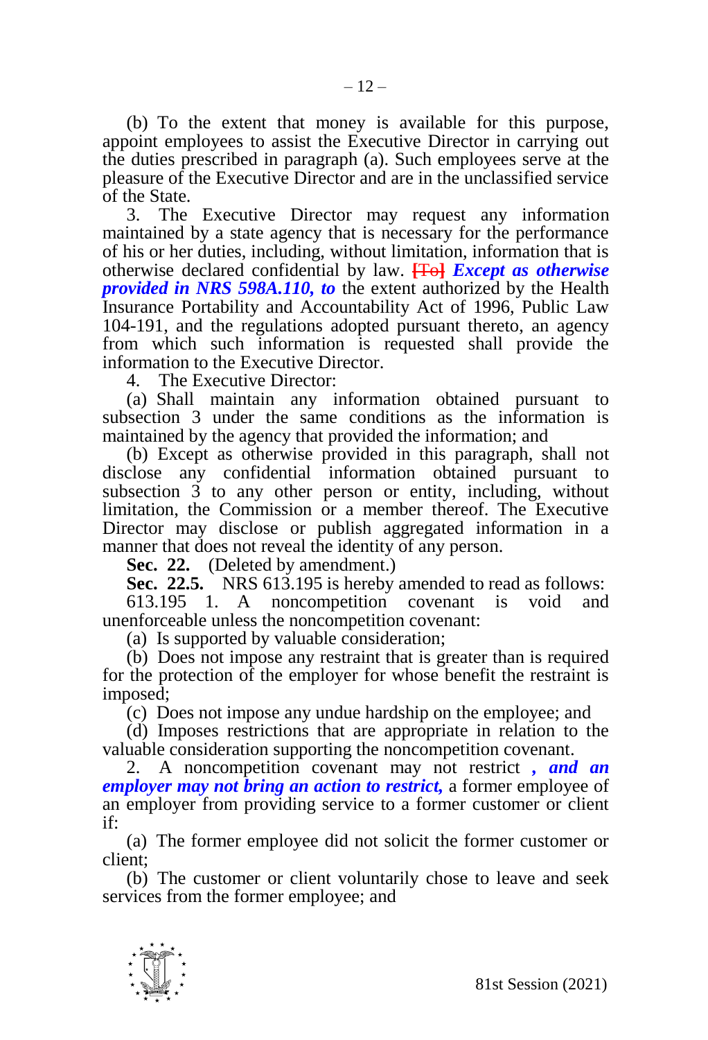(b) To the extent that money is available for this purpose, appoint employees to assist the Executive Director in carrying out the duties prescribed in paragraph (a). Such employees serve at the pleasure of the Executive Director and are in the unclassified service of the State.

3. The Executive Director may request any information maintained by a state agency that is necessary for the performance of his or her duties, including, without limitation, information that is otherwise declared confidential by law. [To] ***Except as otherwise provided in NRS 598A.110, to*** the extent authorized by the Health Insurance Portability and Accountability Act of 1996, Public Law 104-191, and the regulations adopted pursuant thereto, an agency from which such information is requested shall provide the information to the Executive Director.

4. The Executive Director:

(a) Shall maintain any information obtained pursuant to subsection 3 under the same conditions as the information is maintained by the agency that provided the information; and

(b) Except as otherwise provided in this paragraph, shall not disclose any confidential information obtained pursuant to subsection 3 to any other person or entity, including, without limitation, the Commission or a member thereof. The Executive Director may disclose or publish aggregated information in a manner that does not reveal the identity of any person.

**Sec. 22.** (Deleted by amendment.)

**Sec. 22.5.** NRS 613.195 is hereby amended to read as follows:

613.195 1. A noncompetition covenant is void and unenforceable unless the noncompetition covenant:

(a) Is supported by valuable consideration;

(b) Does not impose any restraint that is greater than is required for the protection of the employer for whose benefit the restraint is imposed;

(c) Does not impose any undue hardship on the employee; and

(d) Imposes restrictions that are appropriate in relation to the valuable consideration supporting the noncompetition covenant.

2. A noncompetition covenant may not restrict ***, and an employer may not bring an action to restrict,*** a former employee of an employer from providing service to a former customer or client if:

(a) The former employee did not solicit the former customer or client;

(b) The customer or client voluntarily chose to leave and seek services from the former employee; and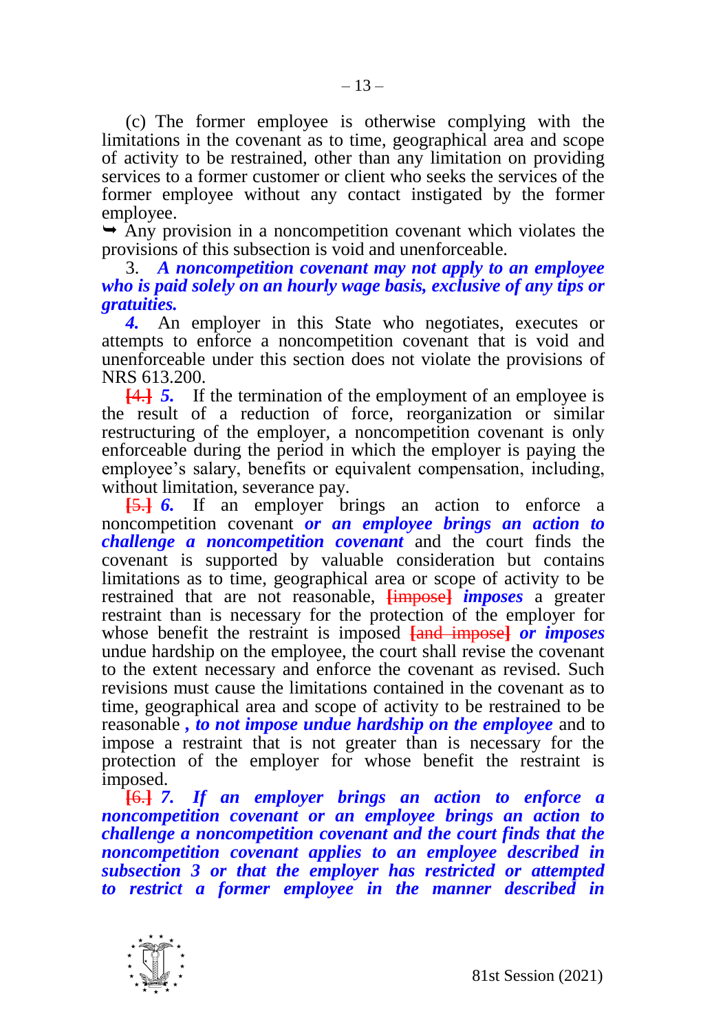(c) The former employee is otherwise complying with the limitations in the covenant as to time, geographical area and scope of activity to be restrained, other than any limitation on providing services to a former customer or client who seeks the services of the former employee without any contact instigated by the former employee.

➥ Any provision in a noncompetition covenant which violates the provisions of this subsection is void and unenforceable.

3. ***A noncompetition covenant may not apply to an employee who is paid solely on an hourly wage basis, exclusive of any tips or gratuities.***

***4.*** An employer in this State who negotiates, executes or attempts to enforce a noncompetition covenant that is void and unenforceable under this section does not violate the provisions of NRS 613.200.

[4.] ***5.*** If the termination of the employment of an employee is the result of a reduction of force, reorganization or similar restructuring of the employer, a noncompetition covenant is only enforceable during the period in which the employer is paying the employee's salary, benefits or equivalent compensation, including, without limitation, severance pay.

[5.] ***6.*** If an employer brings an action to enforce a noncompetition covenant ***or an employee brings an action to challenge a noncompetition covenant*** and the court finds the covenant is supported by valuable consideration but contains limitations as to time, geographical area or scope of activity to be restrained that are not reasonable, [impose] ***imposes*** a greater restraint than is necessary for the protection of the employer for whose benefit the restraint is imposed [and impose] ***or imposes*** undue hardship on the employee, the court shall revise the covenant to the extent necessary and enforce the covenant as revised. Such revisions must cause the limitations contained in the covenant as to time, geographical area and scope of activity to be restrained to be reasonable ***, to not impose undue hardship on the employee*** and to impose a restraint that is not greater than is necessary for the protection of the employer for whose benefit the restraint is imposed.

[6.] ***7. If an employer brings an action to enforce a noncompetition covenant or an employee brings an action to challenge a noncompetition covenant and the court finds that the noncompetition covenant applies to an employee described in subsection 3 or that the employer has restricted or attempted to restrict a former employee in the manner described in***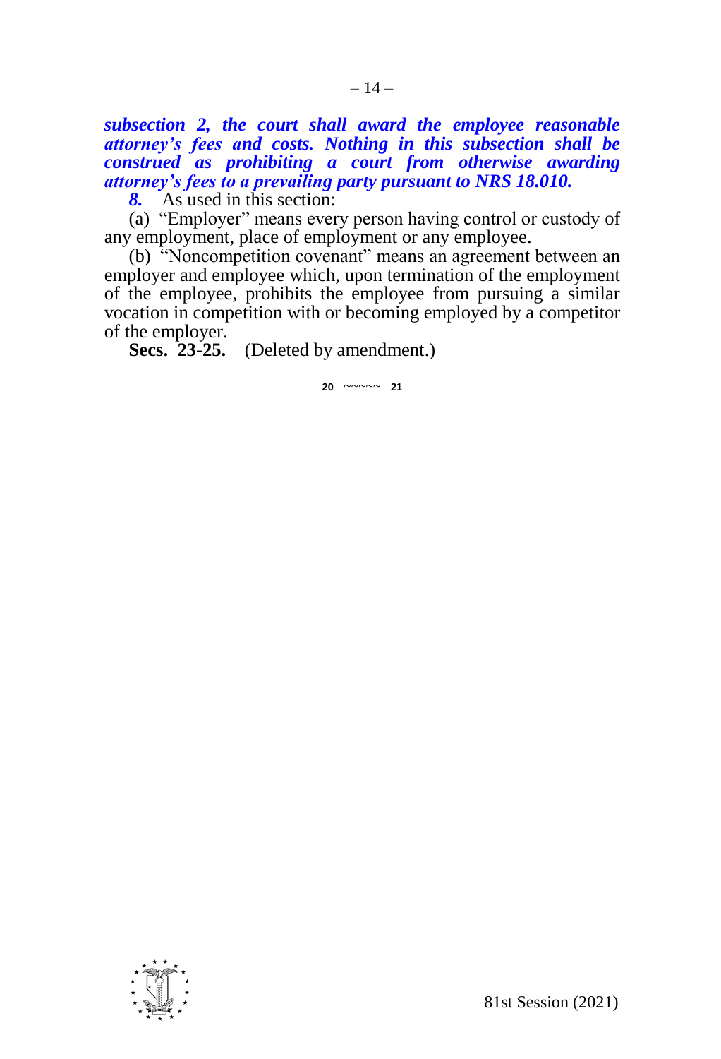***subsection 2, the court shall award the employee reasonable attorney's fees and costs. Nothing in this subsection shall be construed as prohibiting a court from otherwise awarding attorney's fees to a prevailing party pursuant to NRS 18.010.***

***8.*** As used in this section:

(a) "Employer" means every person having control or custody of any employment, place of employment or any employee.

(b) "Noncompetition covenant" means an agreement between an employer and employee which, upon termination of the employment of the employee, prohibits the employee from pursuing a similar vocation in competition with or becoming employed by a competitor of the employer.

**Secs. 23-25.** (Deleted by amendment.)

**20** ~~~~~ **21**